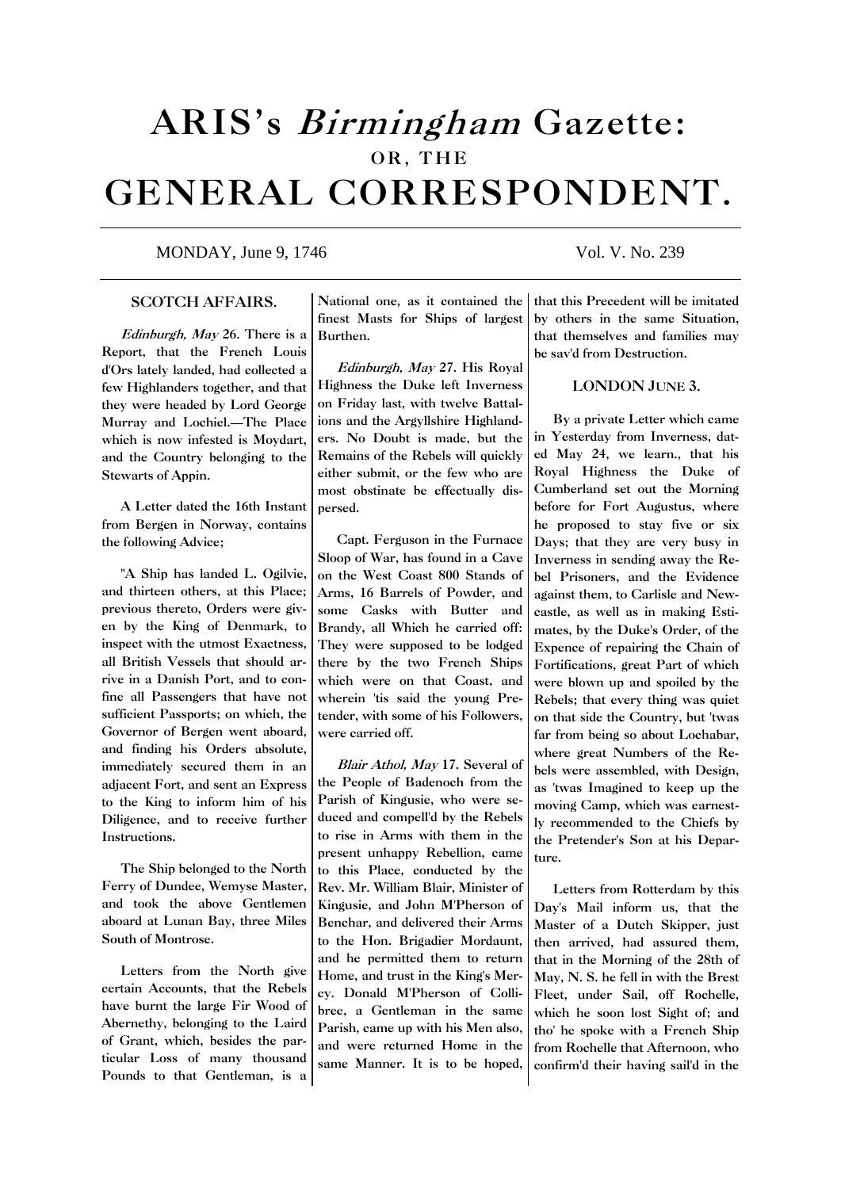# ARIS's *Birmingham* Gazette:

## OR, THE

# GENERAL CORRESPONDENT.

MONDAY, June 9, 1746 — Vol. V. No. 239

### SCOTCH AFFAIRS.

*Edinburgh, May* 26. There is a Report, that the French Louis d'Ors lately landed, had collected a few Highlanders together, and that they were headed by Lord George Murray and Lochiel.—The Place which is now infested is Moydart, and the Country belonging to the Stewarts of Appin.

A Letter dated the 16th Instant from Bergen in Norway, contains the following Advice;

"A Ship has landed L. Ogilvie, and thirteen others, at this Place; previous thereto, Orders were given by the King of Denmark, to inspect with the utmost Exactness, all British Vessels that should arrive in a Danish Port, and to confine all Passengers that have not sufficient Passports; on which, the Governor of Bergen went aboard, and finding his Orders absolute, immediately secured them in an adjacent Fort, and sent an Express to the King to inform him of his Diligence, and to receive further Instructions.

The Ship belonged to the North Ferry of Dundee, Wemyse Master, and took the above Gentlemen aboard at Lunan Bay, three Miles South of Montrose.

Letters from the North give certain Accounts, that the Rebels have burnt the large Fir Wood of Abernethy, belonging to the Laird of Grant, which, besides the particular Loss of many thousand Pounds to that Gentleman, is a National one, as it contained the finest Masts for Ships of largest Burthen.

*Edinburgh, May* 27. His Royal Highness the Duke left Inverness on Friday last, with twelve Battalions and the Argyllshire Highlanders. No Doubt is made, but the Remains of the Rebels will quickly either submit, or the few who are most obstinate be effectually dispersed.

Capt. Ferguson in the Furnace Sloop of War, has found in a Cave on the West Coast 800 Stands of Arms, 16 Barrels of Powder, and some Casks with Butter and Brandy, all Which he carried off: They were supposed to be lodged there by the two French Ships which were on that Coast, and wherein 'tis said the young Pretender, with some of his Followers, were carried off.

*Blair Athol, May* 17. Several of the People of Badenoch from the Parish of Kingusie, who were seduced and compell'd by the Rebels to rise in Arms with them in the present unhappy Rebellion, came to this Place, conducted by the Rev. Mr. William Blair, Minister of Kingusie, and John M'Pherson of Benchar, and delivered their Arms to the Hon. Brigadier Mordaunt, and he permitted them to return Home, and trust in the King's Mercy. Donald M'Pherson of Collibree, a Gentleman in the same Parish, came up with his Men also, and were returned Home in the same Manner. It is to be hoped, that this Precedent will be imitated by others in the same Situation, that themselves and families may be sav'd from Destruction.

### LONDON JUNE 3.

By a private Letter which came in Yesterday from Inverness, dated May 24, we learn., that his Royal Highness the Duke of Cumberland set out the Morning before for Fort Augustus, where he proposed to stay five or six Days; that they are very busy in Inverness in sending away the Rebel Prisoners, and the Evidence against them, to Carlisle and Newcastle, as well as in making Estimates, by the Duke's Order, of the Expence of repairing the Chain of Fortifications, great Part of which were blown up and spoiled by the Rebels; that every thing was quiet on that side the Country, but 'twas far from being so about Lochabar, where great Numbers of the Rebels were assembled, with Design, as 'twas Imagined to keep up the moving Camp, which was earnestly recommended to the Chiefs by the Pretender's Son at his Departure.

Letters from Rotterdam by this Day's Mail inform us, that the Master of a Dutch Skipper, just then arrived, had assured them, that in the Morning of the 28th of May, N. S. he fell in with the Brest Fleet, under Sail, off Rochelle, which he soon lost Sight of; and tho' he spoke with a French Ship from Rochelle that Afternoon, who confirm'd their having sail'd in the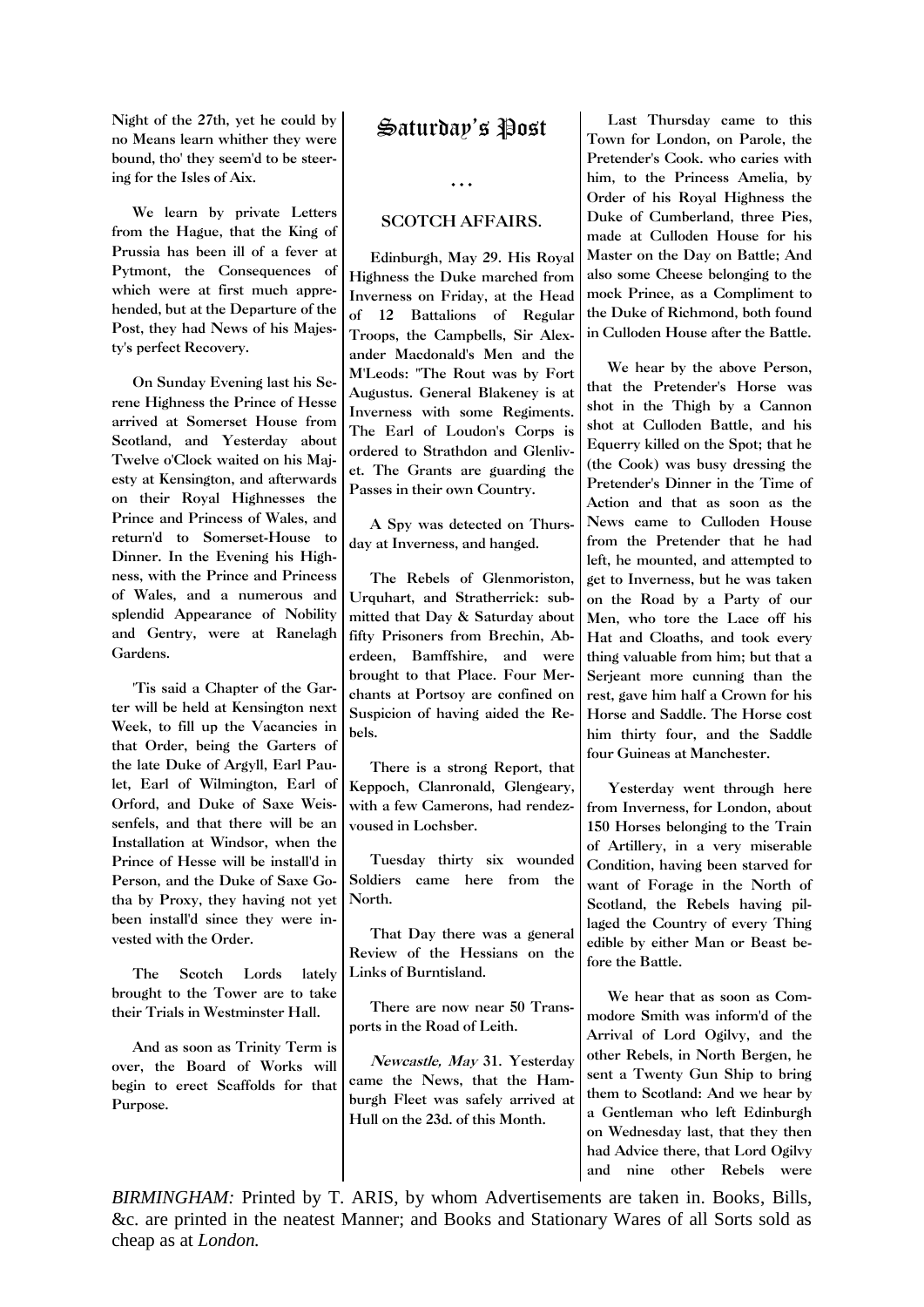Night of the 27th, yet he could by no Means learn whither they were bound, tho' they seem'd to be steering for the Isles of Aix.

We learn by private Letters from the Hague, that the King of Prussia has been ill of a fever at Pytmont, the Consequences of which were at first much apprehended, but at the Departure of the Post, they had News of his Majesty's perfect Recovery.

On Sunday Evening last his Serene Highness the Prince of Hesse arrived at Somerset House from Scotland, and Yesterday about Twelve o'Clock waited on his Majesty at Kensington, and afterwards on their Royal Highnesses the Prince and Princess of Wales, and return'd to Somerset-House to Dinner. In the Evening his Highness, with the Prince and Princess of Wales, and a numerous and splendid Appearance of Nobility and Gentry, were at Ranelagh Gardens.

'Tis said a Chapter of the Garter will be held at Kensington next Week, to fill up the Vacancies in that Order, being the Garters of the late Duke of Argyll, Earl Paulet, Earl of Wilmington, Earl of Orford, and Duke of Saxe Weissenfels, and that there will be an Installation at Windsor, when the Prince of Hesse will be install'd in Person, and the Duke of Saxe Gotha by Proxy, they having not yet been install'd since they were invested with the Order.

The Scotch Lords lately brought to the Tower are to take their Trials in Westminster Hall.

And as soon as Trinity Term is over, the Board of Works will begin to erect Scaffolds for that Purpose.

# Saturday's Post

...

## SCOTCH AFFAIRS.

Edinburgh, May 29. His Royal Highness the Duke marched from Inverness on Friday, at the Head of 12 Battalions of Regular Troops, the Campbells, Sir Alexander Macdonald's Men and the M'Leods: "The Rout was by Fort Augustus. General Blakeney is at Inverness with some Regiments. The Earl of Loudon's Corps is ordered to Strathdon and Glenlivet. The Grants are guarding the Passes in their own Country.

A Spy was detected on Thursday at Inverness, and hanged.

The Rebels of Glenmoriston, Urquhart, and Stratherrick: submitted that Day & Saturday about fifty Prisoners from Brechin, Aberdeen, Bamffshire, and were brought to that Place. Four Merchants at Portsoy are confined on Suspicion of having aided the Rebels.

There is a strong Report, that Keppoch, Clanronald, Glengeary, with a few Camerons, had rendezvoused in Lochsber.

Tuesday thirty six wounded Soldiers came here from the North.

That Day there was a general Review of the Hessians on the Links of Burntisland.

There are now near 50 Transports in the Road of Leith.

*Newcastle, May* 31. Yesterday came the News, that the Hamburgh Fleet was safely arrived at Hull on the 23d. of this Month.

Last Thursday came to this Town for London, on Parole, the Pretender's Cook. who caries with him, to the Princess Amelia, by Order of his Royal Highness the Duke of Cumberland, three Pies, made at Culloden House for his Master on the Day on Battle; And also some Cheese belonging to the mock Prince, as a Compliment to the Duke of Richmond, both found in Culloden House after the Battle.

We hear by the above Person, that the Pretender's Horse was shot in the Thigh by a Cannon shot at Culloden Battle, and his Equerry killed on the Spot; that he (the Cook) was busy dressing the Pretender's Dinner in the Time of Action and that as soon as the News came to Culloden House from the Pretender that he had left, he mounted, and attempted to get to Inverness, but he was taken on the Road by a Party of our Men, who tore the Lace off his Hat and Cloaths, and took every thing valuable from him; but that a Serjeant more cunning than the rest, gave him half a Crown for his Horse and Saddle. The Horse cost him thirty four, and the Saddle four Guineas at Manchester.

Yesterday went through here from Inverness, for London, about 150 Horses belonging to the Train of Artillery, in a very miserable Condition, having been starved for want of Forage in the North of Scotland, the Rebels having pillaged the Country of every Thing edible by either Man or Beast before the Battle.

We hear that as soon as Commodore Smith was inform'd of the Arrival of Lord Ogilvy, and the other Rebels, in North Bergen, he sent a Twenty Gun Ship to bring them to Scotland: And we hear by a Gentleman who left Edinburgh on Wednesday last, that they then had Advice there, that Lord Ogilvy and nine other Rebels were

*BIRMINGHAM:* Printed by T. ARIS, by whom Advertisements are taken in. Books, Bills, &c. are printed in the neatest Manner; and Books and Stationary Wares of all Sorts sold as cheap as at *London.*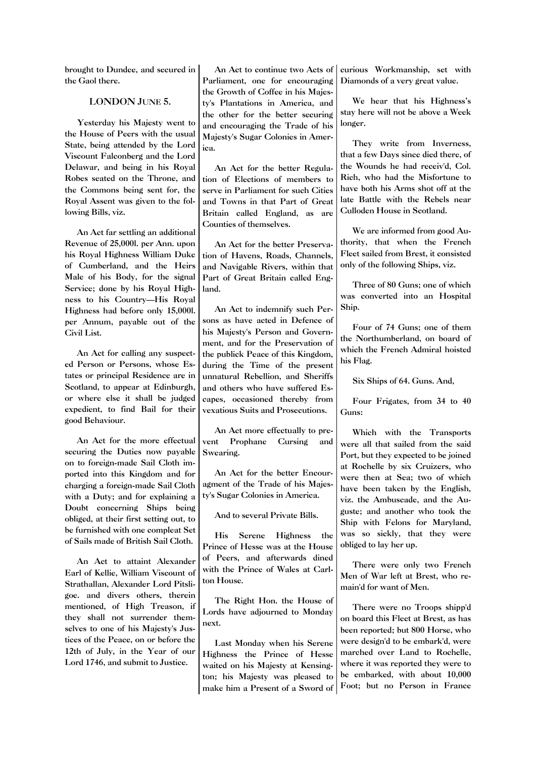brought to Dundee, and secured in the Gaol there.

### LONDON JUNE 5.

Yesterday his Majesty went to the House of Peers with the usual State, being attended by the Lord Viscount Falconberg and the Lord Delawar, and being in his Royal Robes seated on the Throne, and the Commons being sent for, the Royal Assent was given to the following Bills, viz.

An Act far settling an additional Revenue of 25,000l. per Ann. upon his Royal Highness William Duke of Cumberland, and the Heirs Male of his Body, for the signal Service; done by his Royal Highness to his Country—His Royal Highness had before only 15,000l. per Annum, payable out of the Civil List.

An Act for calling any suspected Person or Persons, whose Estates or principal Residence are in Scotland, to appear at Edinburgh, or where else it shall be judged expedient, to find Bail for their good Behaviour.

An Act for the more effectual securing the Duties now payable on to foreign-made Sail Cloth imported into this Kingdom and for charging a foreign-made Sail Cloth with a Duty; and for explaining a Doubt concerning Ships being obliged, at their first setting out, to be furnished with one compleat Set of Sails made of British Sail Cloth.

An Act to attaint Alexander Earl of Kellie, William Viscount of Strathallan, Alexander Lord Pitsligoe. and divers others, therein mentioned, of High Treason, if they shall not surrender themselves to one of his Majesty's Justices of the Peace, on or before the 12th of July, in the Year of our Lord 1746, and submit to Justice.

An Act to continue two Acts of Parliament, one for encouraging the Growth of Coffee in his Majesty's Plantations in America, and the other for the better securing and encouraging the Trade of his Majesty's Sugar Colonies in America.

An Act for the better Regulation of Elections of members to serve in Parliament for such Cities and Towns in that Part of Great Britain called England, as are Counties of themselves.

An Act for the better Preservation of Havens, Roads, Channels, and Navigable Rivers, within that Part of Great Britain called England.

An Act to indemnify such Persons as have acted in Defence of his Majesty's Person and Government, and for the Preservation of the publick Peace of this Kingdom, during the Time of the present unnatural Rebellion, and Sheriffs and others who have suffered Escapes, occasioned thereby from vexatious Suits and Prosecutions.

An Act more effectually to prevent Prophane Cursing and Swearing.

An Act for the better Encouragment of the Trade of his Majesty's Sugar Colonies in America.

And to several Private Bills.

His Serene Highness the Prince of Hesse was at the House of Peers, and afterwards dined with the Prince of Wales at Carlton House.

The Right Hon. the House of Lords have adjourned to Monday next.

Last Monday when his Serene Highness the Prince of Hesse waited on his Majesty at Kensington; his Majesty was pleased to make him a Present of a Sword of curious Workmanship, set with Diamonds of a very great value.

We hear that his Highness's stay here will not be above a Week longer.

They write from Inverness, that a few Days since died there, of the Wounds he had receiv'd, Col. Rich, who had the Misfortune to have both his Arms shot off at the late Battle with the Rebels near Culloden House in Scotland.

We are informed from good Authority, that when the French Fleet sailed from Brest, it consisted only of the following Ships, viz.

Three of 80 Guns; one of which was converted into an Hospital Ship.

Four of 74 Guns; one of them the Northumberland, on board of which the French Admiral hoisted his Flag.

Six Ships of 64. Guns. And,

Four Frigates, from 34 to 40 Guns:

Which with the Transports were all that sailed from the said Port, but they expected to be joined at Rochelle by six Cruizers, who were then at Sea; two of which have been taken by the English, viz. the Ambuscade, and the Auguste; and another who took the Ship with Felons for Maryland, was so sickly, that they were obliged to lay her up.

There were only two French Men of War left at Brest, who remain'd for want of Men.

There were no Troops shipp'd on board this Fleet at Brest, as has been reported; but 800 Horse, who were design'd to be embark'd, were marched over Land to Rochelle, where it was reported they were to be embarked, with about 10,000 Foot; but no Person in France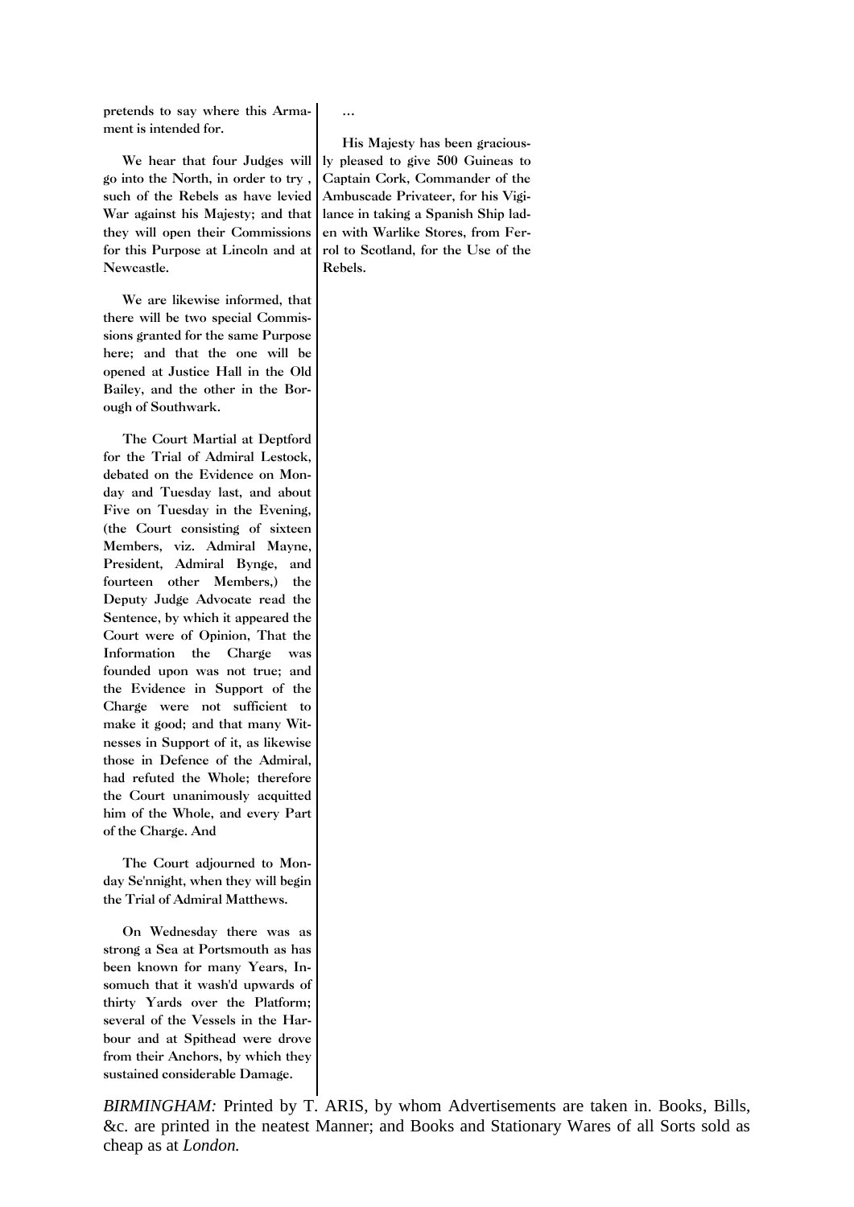pretends to say where this Armament is intended for.

We hear that four Judges will go into the North, in order to try , such of the Rebels as have levied War against his Majesty; and that they will open their Commissions for this Purpose at Lincoln and at Newcastle.

We are likewise informed, that there will be two special Commissions granted for the same Purpose here; and that the one will be opened at Justice Hall in the Old Bailey, and the other in the Borough of Southwark.

The Court Martial at Deptford for the Trial of Admiral Lestock, debated on the Evidence on Monday and Tuesday last, and about Five on Tuesday in the Evening, (the Court consisting of sixteen Members, viz. Admiral Mayne, President, Admiral Bynge, and fourteen other Members,) the Deputy Judge Advocate read the Sentence, by which it appeared the Court were of Opinion, That the Information the Charge was founded upon was not true; and the Evidence in Support of the Charge were not sufficient to make it good; and that many Witnesses in Support of it, as likewise those in Defence of the Admiral, had refuted the Whole; therefore the Court unanimously acquitted him of the Whole, and every Part of the Charge. And

The Court adjourned to Monday Se'nnight, when they will begin the Trial of Admiral Matthews.

On Wednesday there was as strong a Sea at Portsmouth as has been known for many Years, Insomuch that it wash'd upwards of thirty Yards over the Platform; several of the Vessels in the Harbour and at Spithead were drove from their Anchors, by which they sustained considerable Damage.

...

His Majesty has been graciously pleased to give 500 Guineas to Captain Cork, Commander of the Ambuscade Privateer, for his Vigilance in taking a Spanish Ship laden with Warlike Stores, from Ferrol to Scotland, for the Use of the Rebels.

*BIRMINGHAM:* Printed by T. ARIS, by whom Advertisements are taken in. Books, Bills, &c. are printed in the neatest Manner; and Books and Stationary Wares of all Sorts sold as cheap as at *London.*